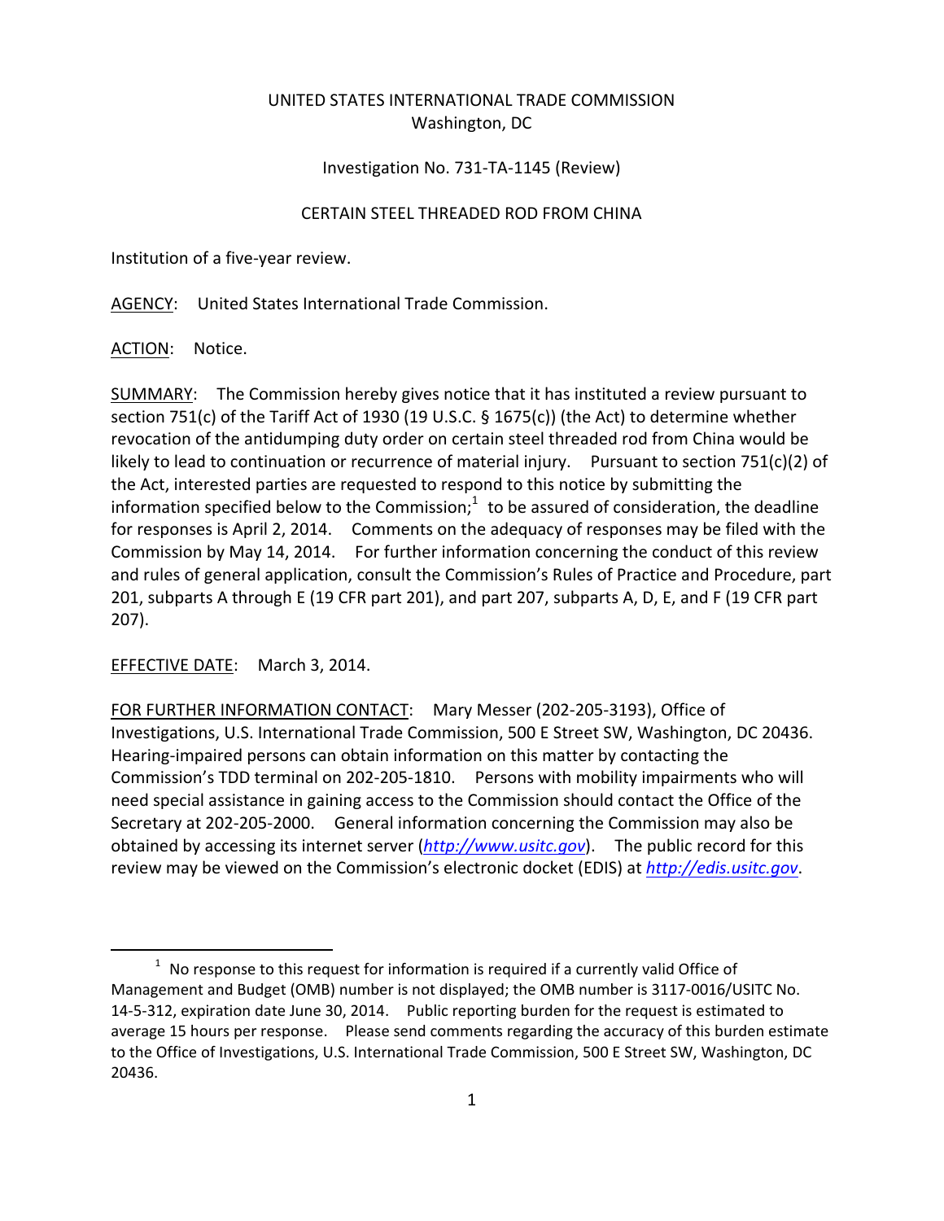UNITED STATES INTERNATIONAL TRADE COMMISSION
Washington, DC

Investigation No. 731-TA-1145 (Review)

CERTAIN STEEL THREADED ROD FROM CHINA

Institution of a five-year review.

AGENCY: United States International Trade Commission.

ACTION: Notice.

SUMMARY: The Commission hereby gives notice that it has instituted a review pursuant to section 751(c) of the Tariff Act of 1930 (19 U.S.C. § 1675(c)) (the Act) to determine whether revocation of the antidumping duty order on certain steel threaded rod from China would be likely to lead to continuation or recurrence of material injury. Pursuant to section 751(c)(2) of the Act, interested parties are requested to respond to this notice by submitting the information specified below to the Commission;[1] to be assured of consideration, the deadline for responses is April 2, 2014. Comments on the adequacy of responses may be filed with the Commission by May 14, 2014. For further information concerning the conduct of this review and rules of general application, consult the Commission's Rules of Practice and Procedure, part 201, subparts A through E (19 CFR part 201), and part 207, subparts A, D, E, and F (19 CFR part 207).

EFFECTIVE DATE: March 3, 2014.

FOR FURTHER INFORMATION CONTACT: Mary Messer (202-205-3193), Office of Investigations, U.S. International Trade Commission, 500 E Street SW, Washington, DC 20436. Hearing-impaired persons can obtain information on this matter by contacting the Commission's TDD terminal on 202-205-1810. Persons with mobility impairments who will need special assistance in gaining access to the Commission should contact the Office of the Secretary at 202-205-2000. General information concerning the Commission may also be obtained by accessing its internet server (*http://www.usitc.gov*). The public record for this review may be viewed on the Commission's electronic docket (EDIS) at *http://edis.usitc.gov*.

[1] No response to this request for information is required if a currently valid Office of Management and Budget (OMB) number is not displayed; the OMB number is 3117-0016/USITC No. 14-5-312, expiration date June 30, 2014. Public reporting burden for the request is estimated to average 15 hours per response. Please send comments regarding the accuracy of this burden estimate to the Office of Investigations, U.S. International Trade Commission, 500 E Street SW, Washington, DC 20436.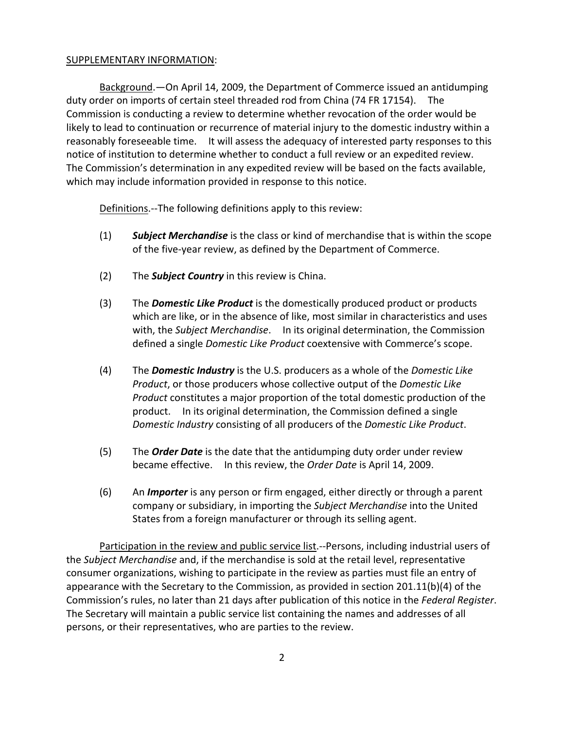SUPPLEMENTARY INFORMATION:

Background.—On April 14, 2009, the Department of Commerce issued an antidumping duty order on imports of certain steel threaded rod from China (74 FR 17154). The Commission is conducting a review to determine whether revocation of the order would be likely to lead to continuation or recurrence of material injury to the domestic industry within a reasonably foreseeable time. It will assess the adequacy of interested party responses to this notice of institution to determine whether to conduct a full review or an expedited review. The Commission's determination in any expedited review will be based on the facts available, which may include information provided in response to this notice.

Definitions.--The following definitions apply to this review:

(1) ***Subject Merchandise*** is the class or kind of merchandise that is within the scope of the five-year review, as defined by the Department of Commerce.

(2) The ***Subject Country*** in this review is China.

(3) The ***Domestic Like Product*** is the domestically produced product or products which are like, or in the absence of like, most similar in characteristics and uses with, the *Subject Merchandise*. In its original determination, the Commission defined a single *Domestic Like Product* coextensive with Commerce's scope.

(4) The ***Domestic Industry*** is the U.S. producers as a whole of the *Domestic Like Product*, or those producers whose collective output of the *Domestic Like Product* constitutes a major proportion of the total domestic production of the product. In its original determination, the Commission defined a single *Domestic Industry* consisting of all producers of the *Domestic Like Product*.

(5) The ***Order Date*** is the date that the antidumping duty order under review became effective. In this review, the *Order Date* is April 14, 2009.

(6) An ***Importer*** is any person or firm engaged, either directly or through a parent company or subsidiary, in importing the *Subject Merchandise* into the United States from a foreign manufacturer or through its selling agent.

Participation in the review and public service list.--Persons, including industrial users of the *Subject Merchandise* and, if the merchandise is sold at the retail level, representative consumer organizations, wishing to participate in the review as parties must file an entry of appearance with the Secretary to the Commission, as provided in section 201.11(b)(4) of the Commission's rules, no later than 21 days after publication of this notice in the *Federal Register*. The Secretary will maintain a public service list containing the names and addresses of all persons, or their representatives, who are parties to the review.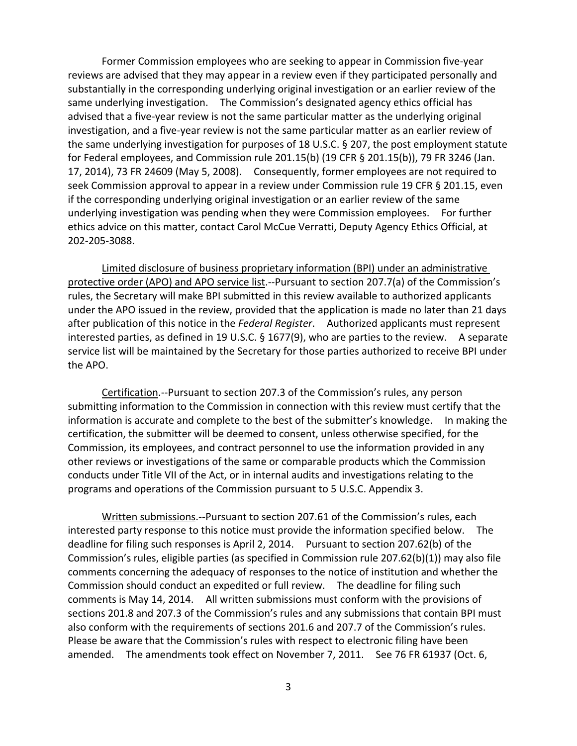Former Commission employees who are seeking to appear in Commission five-year reviews are advised that they may appear in a review even if they participated personally and substantially in the corresponding underlying original investigation or an earlier review of the same underlying investigation. The Commission's designated agency ethics official has advised that a five-year review is not the same particular matter as the underlying original investigation, and a five-year review is not the same particular matter as an earlier review of the same underlying investigation for purposes of 18 U.S.C. § 207, the post employment statute for Federal employees, and Commission rule 201.15(b) (19 CFR § 201.15(b)), 79 FR 3246 (Jan. 17, 2014), 73 FR 24609 (May 5, 2008). Consequently, former employees are not required to seek Commission approval to appear in a review under Commission rule 19 CFR § 201.15, even if the corresponding underlying original investigation or an earlier review of the same underlying investigation was pending when they were Commission employees. For further ethics advice on this matter, contact Carol McCue Verratti, Deputy Agency Ethics Official, at 202-205-3088.

Limited disclosure of business proprietary information (BPI) under an administrative protective order (APO) and APO service list.--Pursuant to section 207.7(a) of the Commission's rules, the Secretary will make BPI submitted in this review available to authorized applicants under the APO issued in the review, provided that the application is made no later than 21 days after publication of this notice in the *Federal Register*. Authorized applicants must represent interested parties, as defined in 19 U.S.C. § 1677(9), who are parties to the review. A separate service list will be maintained by the Secretary for those parties authorized to receive BPI under the APO.

Certification.--Pursuant to section 207.3 of the Commission's rules, any person submitting information to the Commission in connection with this review must certify that the information is accurate and complete to the best of the submitter's knowledge. In making the certification, the submitter will be deemed to consent, unless otherwise specified, for the Commission, its employees, and contract personnel to use the information provided in any other reviews or investigations of the same or comparable products which the Commission conducts under Title VII of the Act, or in internal audits and investigations relating to the programs and operations of the Commission pursuant to 5 U.S.C. Appendix 3.

Written submissions.--Pursuant to section 207.61 of the Commission's rules, each interested party response to this notice must provide the information specified below. The deadline for filing such responses is April 2, 2014. Pursuant to section 207.62(b) of the Commission's rules, eligible parties (as specified in Commission rule 207.62(b)(1)) may also file comments concerning the adequacy of responses to the notice of institution and whether the Commission should conduct an expedited or full review. The deadline for filing such comments is May 14, 2014. All written submissions must conform with the provisions of sections 201.8 and 207.3 of the Commission's rules and any submissions that contain BPI must also conform with the requirements of sections 201.6 and 207.7 of the Commission's rules. Please be aware that the Commission's rules with respect to electronic filing have been amended. The amendments took effect on November 7, 2011. See 76 FR 61937 (Oct. 6,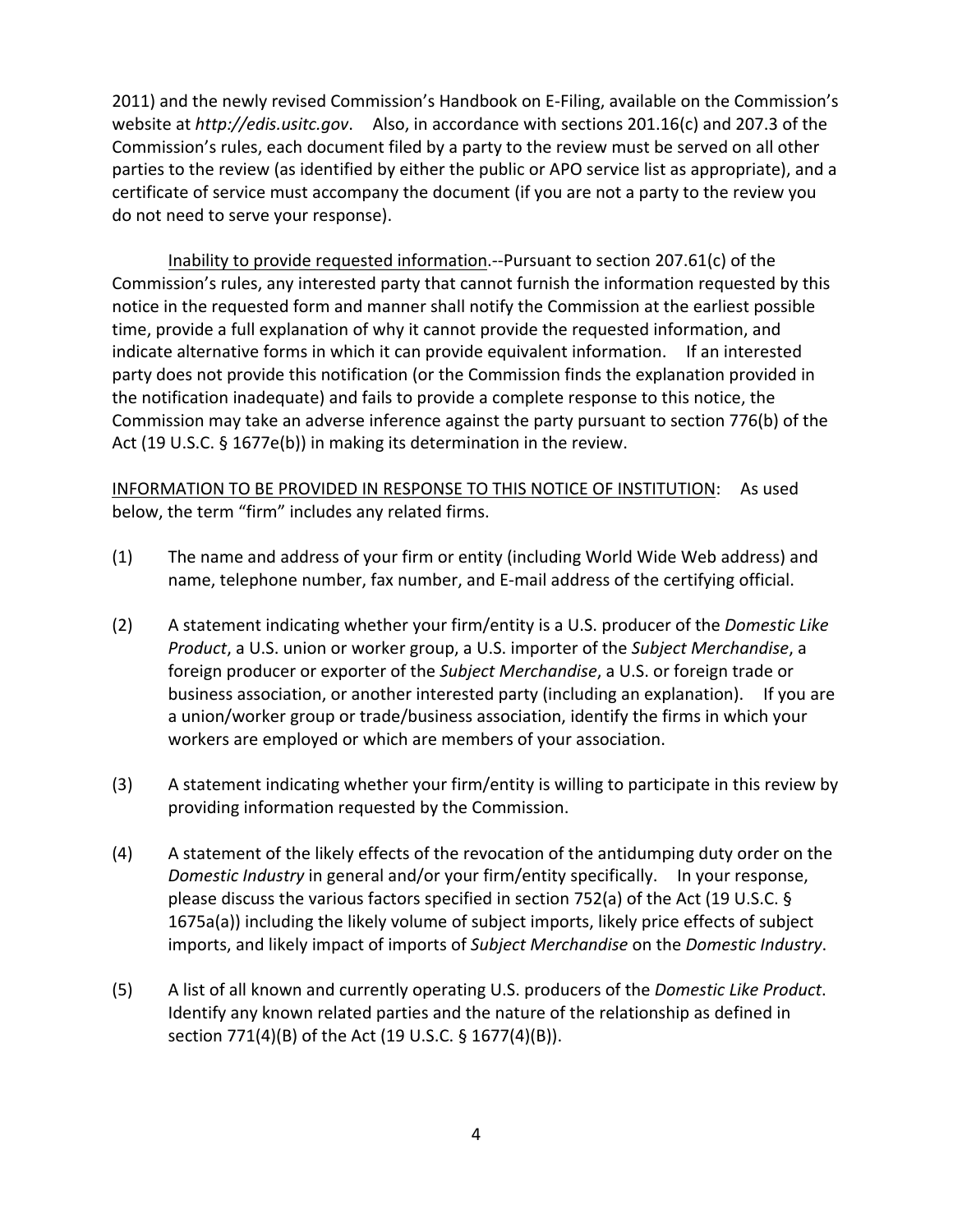2011) and the newly revised Commission's Handbook on E-Filing, available on the Commission's website at *http://edis.usitc.gov*. Also, in accordance with sections 201.16(c) and 207.3 of the Commission's rules, each document filed by a party to the review must be served on all other parties to the review (as identified by either the public or APO service list as appropriate), and a certificate of service must accompany the document (if you are not a party to the review you do not need to serve your response).

Inability to provide requested information.--Pursuant to section 207.61(c) of the Commission's rules, any interested party that cannot furnish the information requested by this notice in the requested form and manner shall notify the Commission at the earliest possible time, provide a full explanation of why it cannot provide the requested information, and indicate alternative forms in which it can provide equivalent information. If an interested party does not provide this notification (or the Commission finds the explanation provided in the notification inadequate) and fails to provide a complete response to this notice, the Commission may take an adverse inference against the party pursuant to section 776(b) of the Act (19 U.S.C. § 1677e(b)) in making its determination in the review.

INFORMATION TO BE PROVIDED IN RESPONSE TO THIS NOTICE OF INSTITUTION: As used below, the term "firm" includes any related firms.

(1) The name and address of your firm or entity (including World Wide Web address) and name, telephone number, fax number, and E-mail address of the certifying official.

(2) A statement indicating whether your firm/entity is a U.S. producer of the *Domestic Like Product*, a U.S. union or worker group, a U.S. importer of the *Subject Merchandise*, a foreign producer or exporter of the *Subject Merchandise*, a U.S. or foreign trade or business association, or another interested party (including an explanation). If you are a union/worker group or trade/business association, identify the firms in which your workers are employed or which are members of your association.

(3) A statement indicating whether your firm/entity is willing to participate in this review by providing information requested by the Commission.

(4) A statement of the likely effects of the revocation of the antidumping duty order on the *Domestic Industry* in general and/or your firm/entity specifically. In your response, please discuss the various factors specified in section 752(a) of the Act (19 U.S.C. § 1675a(a)) including the likely volume of subject imports, likely price effects of subject imports, and likely impact of imports of *Subject Merchandise* on the *Domestic Industry*.

(5) A list of all known and currently operating U.S. producers of the *Domestic Like Product*. Identify any known related parties and the nature of the relationship as defined in section 771(4)(B) of the Act (19 U.S.C. § 1677(4)(B)).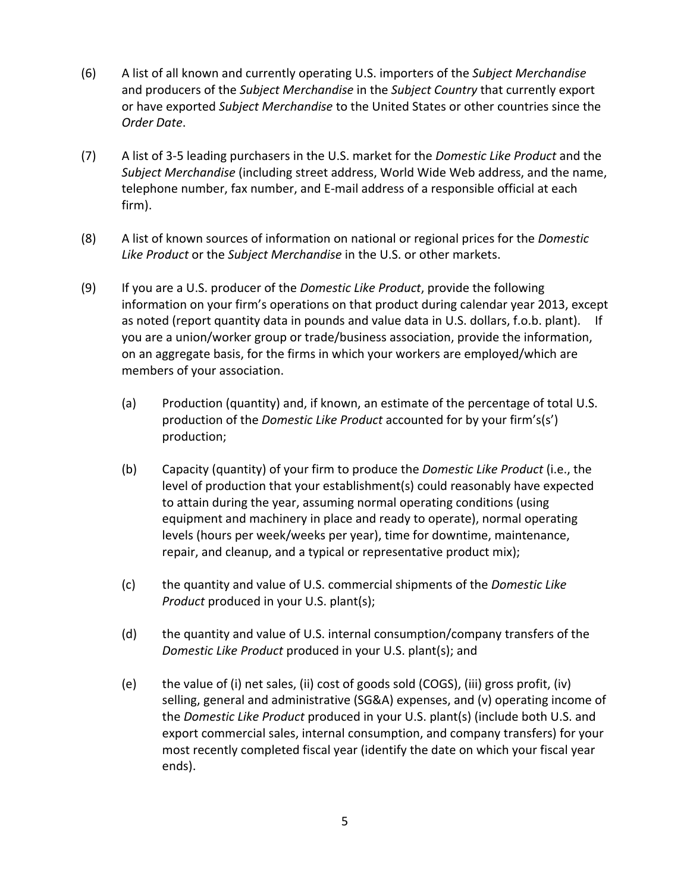(6) A list of all known and currently operating U.S. importers of the *Subject Merchandise* and producers of the *Subject Merchandise* in the *Subject Country* that currently export or have exported *Subject Merchandise* to the United States or other countries since the *Order Date*.

(7) A list of 3-5 leading purchasers in the U.S. market for the *Domestic Like Product* and the *Subject Merchandise* (including street address, World Wide Web address, and the name, telephone number, fax number, and E-mail address of a responsible official at each firm).

(8) A list of known sources of information on national or regional prices for the *Domestic Like Product* or the *Subject Merchandise* in the U.S. or other markets.

(9) If you are a U.S. producer of the *Domestic Like Product*, provide the following information on your firm's operations on that product during calendar year 2013, except as noted (report quantity data in pounds and value data in U.S. dollars, f.o.b. plant). If you are a union/worker group or trade/business association, provide the information, on an aggregate basis, for the firms in which your workers are employed/which are members of your association.

   (a) Production (quantity) and, if known, an estimate of the percentage of total U.S. production of the *Domestic Like Product* accounted for by your firm's(s') production;

   (b) Capacity (quantity) of your firm to produce the *Domestic Like Product* (i.e., the level of production that your establishment(s) could reasonably have expected to attain during the year, assuming normal operating conditions (using equipment and machinery in place and ready to operate), normal operating levels (hours per week/weeks per year), time for downtime, maintenance, repair, and cleanup, and a typical or representative product mix);

   (c) the quantity and value of U.S. commercial shipments of the *Domestic Like Product* produced in your U.S. plant(s);

   (d) the quantity and value of U.S. internal consumption/company transfers of the *Domestic Like Product* produced in your U.S. plant(s); and

   (e) the value of (i) net sales, (ii) cost of goods sold (COGS), (iii) gross profit, (iv) selling, general and administrative (SG&A) expenses, and (v) operating income of the *Domestic Like Product* produced in your U.S. plant(s) (include both U.S. and export commercial sales, internal consumption, and company transfers) for your most recently completed fiscal year (identify the date on which your fiscal year ends).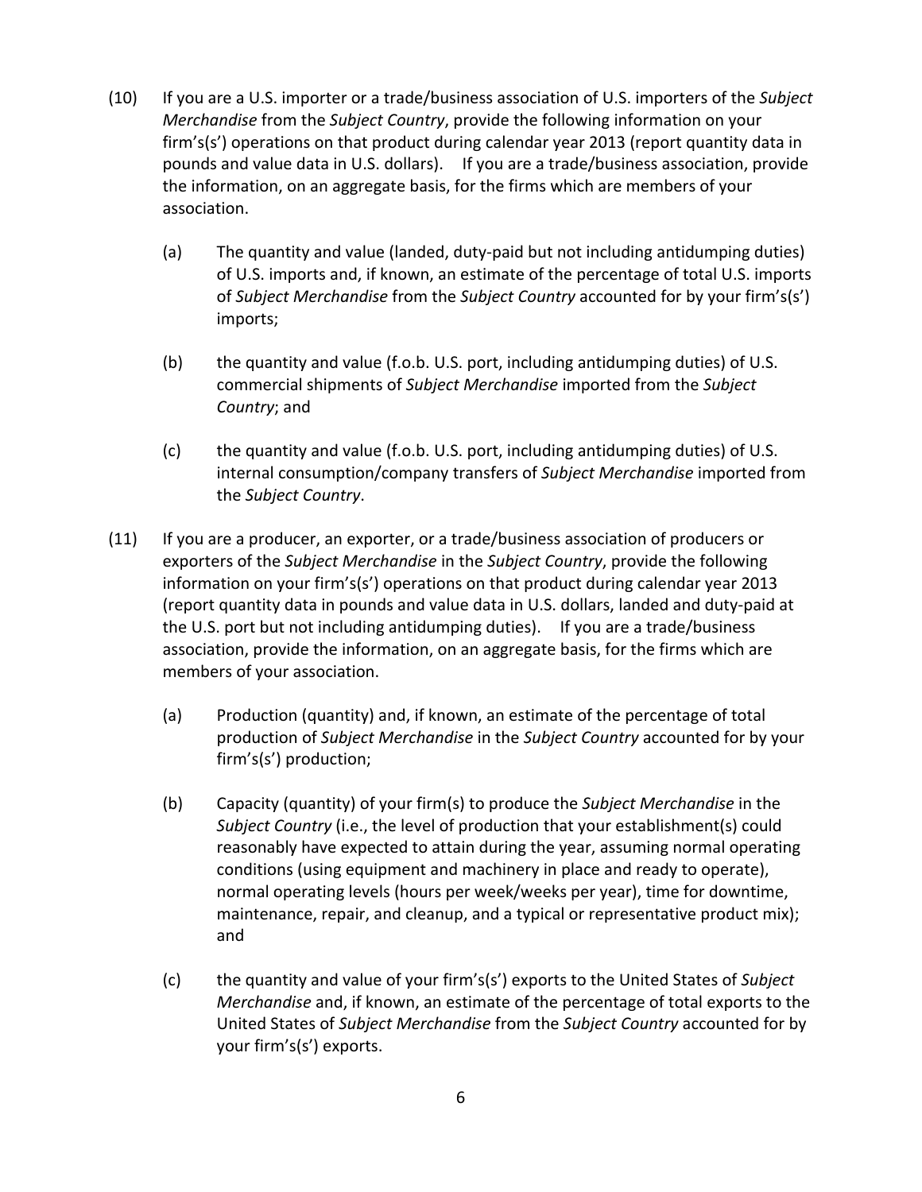(10) If you are a U.S. importer or a trade/business association of U.S. importers of the *Subject Merchandise* from the *Subject Country*, provide the following information on your firm's(s') operations on that product during calendar year 2013 (report quantity data in pounds and value data in U.S. dollars). If you are a trade/business association, provide the information, on an aggregate basis, for the firms which are members of your association.

   (a) The quantity and value (landed, duty-paid but not including antidumping duties) of U.S. imports and, if known, an estimate of the percentage of total U.S. imports of *Subject Merchandise* from the *Subject Country* accounted for by your firm's(s') imports;

   (b) the quantity and value (f.o.b. U.S. port, including antidumping duties) of U.S. commercial shipments of *Subject Merchandise* imported from the *Subject Country*; and

   (c) the quantity and value (f.o.b. U.S. port, including antidumping duties) of U.S. internal consumption/company transfers of *Subject Merchandise* imported from the *Subject Country*.

(11) If you are a producer, an exporter, or a trade/business association of producers or exporters of the *Subject Merchandise* in the *Subject Country*, provide the following information on your firm's(s') operations on that product during calendar year 2013 (report quantity data in pounds and value data in U.S. dollars, landed and duty-paid at the U.S. port but not including antidumping duties). If you are a trade/business association, provide the information, on an aggregate basis, for the firms which are members of your association.

   (a) Production (quantity) and, if known, an estimate of the percentage of total production of *Subject Merchandise* in the *Subject Country* accounted for by your firm's(s') production;

   (b) Capacity (quantity) of your firm(s) to produce the *Subject Merchandise* in the *Subject Country* (i.e., the level of production that your establishment(s) could reasonably have expected to attain during the year, assuming normal operating conditions (using equipment and machinery in place and ready to operate), normal operating levels (hours per week/weeks per year), time for downtime, maintenance, repair, and cleanup, and a typical or representative product mix); and

   (c) the quantity and value of your firm's(s') exports to the United States of *Subject Merchandise* and, if known, an estimate of the percentage of total exports to the United States of *Subject Merchandise* from the *Subject Country* accounted for by your firm's(s') exports.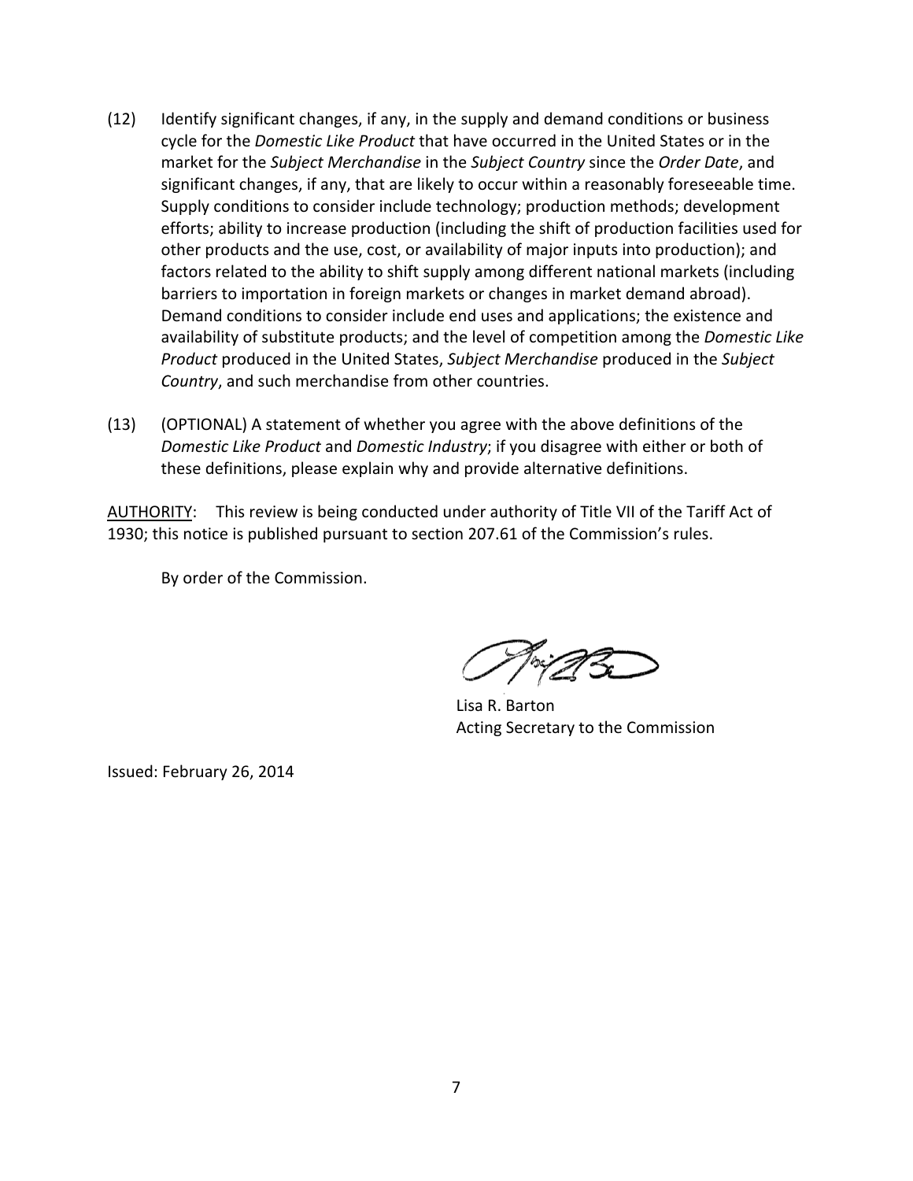(12) Identify significant changes, if any, in the supply and demand conditions or business cycle for the *Domestic Like Product* that have occurred in the United States or in the market for the *Subject Merchandise* in the *Subject Country* since the *Order Date*, and significant changes, if any, that are likely to occur within a reasonably foreseeable time. Supply conditions to consider include technology; production methods; development efforts; ability to increase production (including the shift of production facilities used for other products and the use, cost, or availability of major inputs into production); and factors related to the ability to shift supply among different national markets (including barriers to importation in foreign markets or changes in market demand abroad). Demand conditions to consider include end uses and applications; the existence and availability of substitute products; and the level of competition among the *Domestic Like Product* produced in the United States, *Subject Merchandise* produced in the *Subject Country*, and such merchandise from other countries.

(13) (OPTIONAL) A statement of whether you agree with the above definitions of the *Domestic Like Product* and *Domestic Industry*; if you disagree with either or both of these definitions, please explain why and provide alternative definitions.

AUTHORITY: This review is being conducted under authority of Title VII of the Tariff Act of 1930; this notice is published pursuant to section 207.61 of the Commission's rules.

By order of the Commission.

Lisa R. Barton
Acting Secretary to the Commission

Issued: February 26, 2014